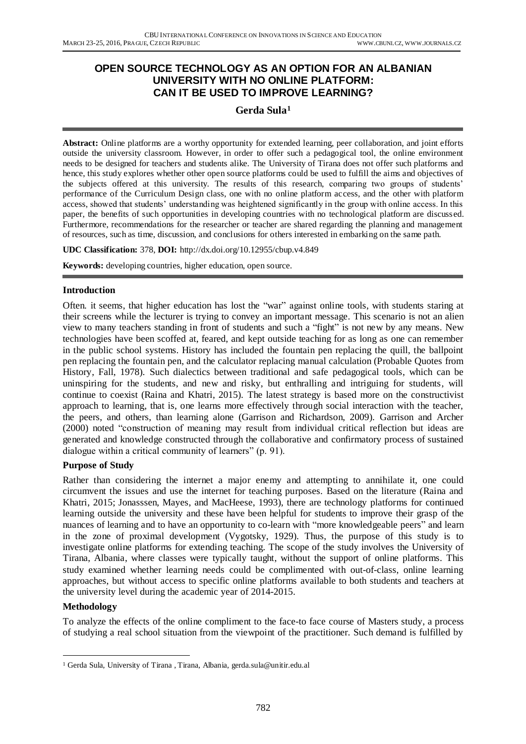# OPEN SOURCE TECHNOLOGY AS AN OPTION FOR AN ALBANIAN UNIVERSITY WITH NO ONLINE PLATFORM: CAN IT BE USED TO IMPROVE LEARNING?

**Gerda Sula[1]**

**Abstract:** Online platforms are a worthy opportunity for extended learning, peer collaboration, and joint efforts outside the university classroom. However, in order to offer such a pedagogical tool, the online environment needs to be designed for teachers and students alike. The University of Tirana does not offer such platforms and hence, this study explores whether other open source platforms could be used to fulfill the aims and objectives of the subjects offered at this university. The results of this research, comparing two groups of students' performance of the Curriculum Design class, one with no online platform access, and the other with platform access, showed that students' understanding was heightened significantly in the group with online access. In this paper, the benefits of such opportunities in developing countries with no technological platform are discussed. Furthermore, recommendations for the researcher or teacher are shared regarding the planning and management of resources, such as time, discussion, and conclusions for others interested in embarking on the same path.

**UDC Classification:** 378, **DOI:** http://dx.doi.org/10.12955/cbup.v4.849

**Keywords:** developing countries, higher education, open source.

## Introduction

Often. it seems, that higher education has lost the "war" against online tools, with students staring at their screens while the lecturer is trying to convey an important message. This scenario is not an alien view to many teachers standing in front of students and such a "fight" is not new by any means. New technologies have been scoffed at, feared, and kept outside teaching for as long as one can remember in the public school systems. History has included the fountain pen replacing the quill, the ballpoint pen replacing the fountain pen, and the calculator replacing manual calculation (Probable Quotes from History, Fall, 1978). Such dialectics between traditional and safe pedagogical tools, which can be uninspiring for the students, and new and risky, but enthralling and intriguing for students, will continue to coexist (Raina and Khatri, 2015). The latest strategy is based more on the constructivist approach to learning, that is, one learns more effectively through social interaction with the teacher, the peers, and others, than learning alone (Garrison and Richardson, 2009). Garrison and Archer (2000) noted "construction of meaning may result from individual critical reflection but ideas are generated and knowledge constructed through the collaborative and confirmatory process of sustained dialogue within a critical community of learners" (p. 91).

## Purpose of Study

Rather than considering the internet a major enemy and attempting to annihilate it, one could circumvent the issues and use the internet for teaching purposes. Based on the literature (Raina and Khatri, 2015; Jonasssen, Mayes, and MacHeese, 1993), there are technology platforms for continued learning outside the university and these have been helpful for students to improve their grasp of the nuances of learning and to have an opportunity to co-learn with "more knowledgeable peers" and learn in the zone of proximal development (Vygotsky, 1929). Thus, the purpose of this study is to investigate online platforms for extending teaching. The scope of the study involves the University of Tirana, Albania, where classes were typically taught, without the support of online platforms. This study examined whether learning needs could be complimented with out-of-class, online learning approaches, but without access to specific online platforms available to both students and teachers at the university level during the academic year of 2014-2015.

## Methodology

To analyze the effects of the online compliment to the face-to face course of Masters study, a process of studying a real school situation from the viewpoint of the practitioner. Such demand is fulfilled by

---

[1] Gerda Sula, University of Tirana , Tirana, Albania, gerda.sula@unitir.edu.al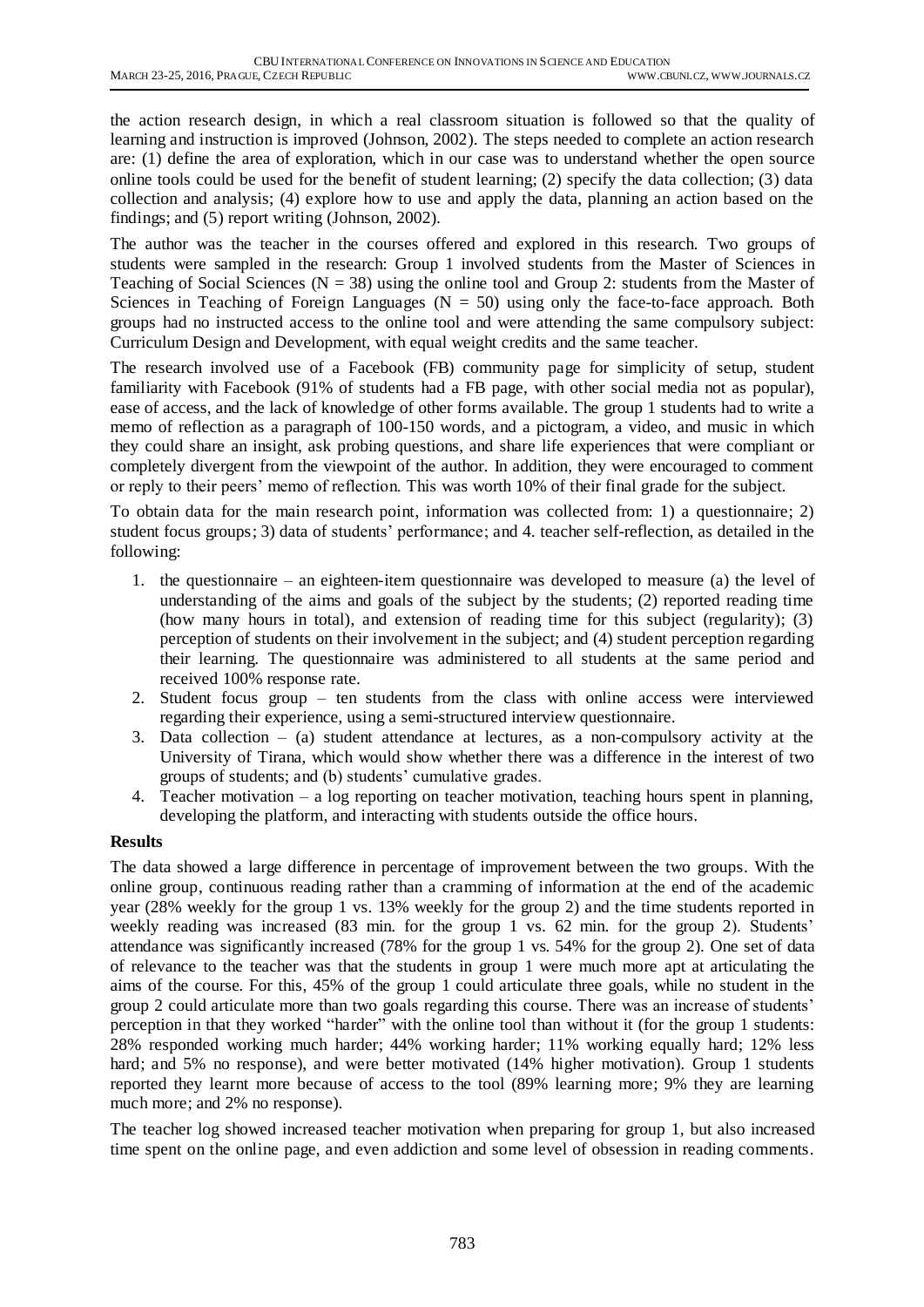the action research design, in which a real classroom situation is followed so that the quality of learning and instruction is improved (Johnson, 2002). The steps needed to complete an action research are: (1) define the area of exploration, which in our case was to understand whether the open source online tools could be used for the benefit of student learning; (2) specify the data collection; (3) data collection and analysis; (4) explore how to use and apply the data, planning an action based on the findings; and (5) report writing (Johnson, 2002).

The author was the teacher in the courses offered and explored in this research. Two groups of students were sampled in the research: Group 1 involved students from the Master of Sciences in Teaching of Social Sciences (N = 38) using the online tool and Group 2: students from the Master of Sciences in Teaching of Foreign Languages (N = 50) using only the face-to-face approach. Both groups had no instructed access to the online tool and were attending the same compulsory subject: Curriculum Design and Development, with equal weight credits and the same teacher.

The research involved use of a Facebook (FB) community page for simplicity of setup, student familiarity with Facebook (91% of students had a FB page, with other social media not as popular), ease of access, and the lack of knowledge of other forms available. The group 1 students had to write a memo of reflection as a paragraph of 100-150 words, and a pictogram, a video, and music in which they could share an insight, ask probing questions, and share life experiences that were compliant or completely divergent from the viewpoint of the author. In addition, they were encouraged to comment or reply to their peers' memo of reflection. This was worth 10% of their final grade for the subject.

To obtain data for the main research point, information was collected from: 1) a questionnaire; 2) student focus groups; 3) data of students' performance; and 4. teacher self-reflection, as detailed in the following:

1. the questionnaire – an eighteen-item questionnaire was developed to measure (a) the level of understanding of the aims and goals of the subject by the students; (2) reported reading time (how many hours in total), and extension of reading time for this subject (regularity); (3) perception of students on their involvement in the subject; and (4) student perception regarding their learning. The questionnaire was administered to all students at the same period and received 100% response rate.
2. Student focus group – ten students from the class with online access were interviewed regarding their experience, using a semi-structured interview questionnaire.
3. Data collection – (a) student attendance at lectures, as a non-compulsory activity at the University of Tirana, which would show whether there was a difference in the interest of two groups of students; and (b) students' cumulative grades.
4. Teacher motivation – a log reporting on teacher motivation, teaching hours spent in planning, developing the platform, and interacting with students outside the office hours.

**Results**

The data showed a large difference in percentage of improvement between the two groups. With the online group, continuous reading rather than a cramming of information at the end of the academic year (28% weekly for the group 1 vs. 13% weekly for the group 2) and the time students reported in weekly reading was increased (83 min. for the group 1 vs. 62 min. for the group 2). Students' attendance was significantly increased (78% for the group 1 vs. 54% for the group 2). One set of data of relevance to the teacher was that the students in group 1 were much more apt at articulating the aims of the course. For this, 45% of the group 1 could articulate three goals, while no student in the group 2 could articulate more than two goals regarding this course. There was an increase of students' perception in that they worked "harder" with the online tool than without it (for the group 1 students: 28% responded working much harder; 44% working harder; 11% working equally hard; 12% less hard; and 5% no response), and were better motivated (14% higher motivation). Group 1 students reported they learnt more because of access to the tool (89% learning more; 9% they are learning much more; and 2% no response).

The teacher log showed increased teacher motivation when preparing for group 1, but also increased time spent on the online page, and even addiction and some level of obsession in reading comments.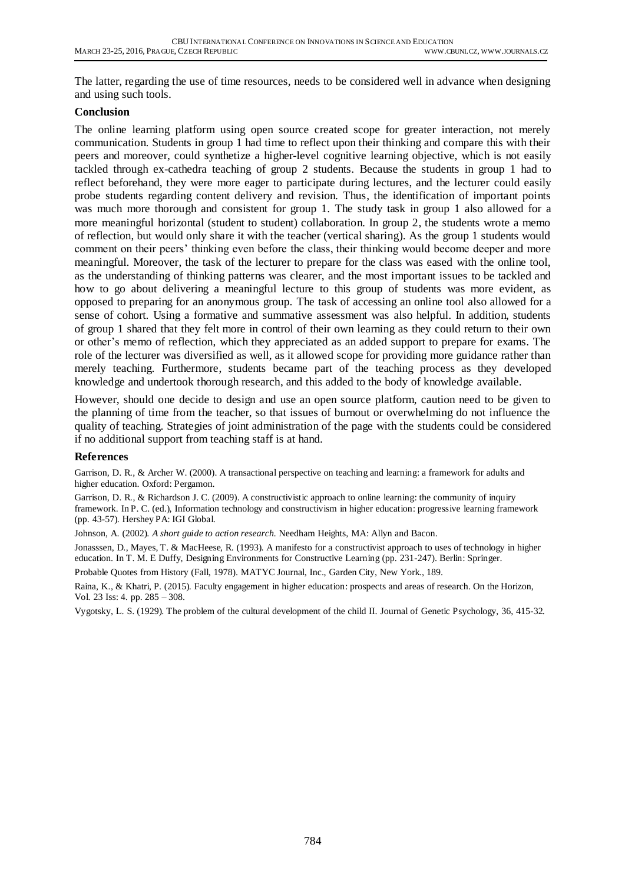The latter, regarding the use of time resources, needs to be considered well in advance when designing and using such tools.

## Conclusion

The online learning platform using open source created scope for greater interaction, not merely communication. Students in group 1 had time to reflect upon their thinking and compare this with their peers and moreover, could synthetize a higher-level cognitive learning objective, which is not easily tackled through ex-cathedra teaching of group 2 students. Because the students in group 1 had to reflect beforehand, they were more eager to participate during lectures, and the lecturer could easily probe students regarding content delivery and revision. Thus, the identification of important points was much more thorough and consistent for group 1. The study task in group 1 also allowed for a more meaningful horizontal (student to student) collaboration. In group 2, the students wrote a memo of reflection, but would only share it with the teacher (vertical sharing). As the group 1 students would comment on their peers' thinking even before the class, their thinking would become deeper and more meaningful. Moreover, the task of the lecturer to prepare for the class was eased with the online tool, as the understanding of thinking patterns was clearer, and the most important issues to be tackled and how to go about delivering a meaningful lecture to this group of students was more evident, as opposed to preparing for an anonymous group. The task of accessing an online tool also allowed for a sense of cohort. Using a formative and summative assessment was also helpful. In addition, students of group 1 shared that they felt more in control of their own learning as they could return to their own or other's memo of reflection, which they appreciated as an added support to prepare for exams. The role of the lecturer was diversified as well, as it allowed scope for providing more guidance rather than merely teaching. Furthermore, students became part of the teaching process as they developed knowledge and undertook thorough research, and this added to the body of knowledge available.

However, should one decide to design and use an open source platform, caution need to be given to the planning of time from the teacher, so that issues of burnout or overwhelming do not influence the quality of teaching. Strategies of joint administration of the page with the students could be considered if no additional support from teaching staff is at hand.

## References

Garrison, D. R., & Archer W. (2000). A transactional perspective on teaching and learning: a framework for adults and higher education. Oxford: Pergamon.

Garrison, D. R., & Richardson J. C. (2009). A constructivistic approach to online learning: the community of inquiry framework. In P. C. (ed.), Information technology and constructivism in higher education: progressive learning framework (pp. 43-57). Hershey PA: IGI Global.

Johnson, A. (2002). *A short guide to action research.* Needham Heights, MA: Allyn and Bacon.

Jonasssen, D., Mayes, T. & MacHeese, R. (1993). A manifesto for a constructivist approach to uses of technology in higher education. In T. M. E Duffy, Designing Environments for Constructive Learning (pp. 231-247). Berlin: Springer.

Probable Quotes from History (Fall, 1978). MATYC Journal, Inc., Garden City, New York., 189.

Raina, K., & Khatri, P. (2015). Faculty engagement in higher education: prospects and areas of research. On the Horizon, Vol. 23 Iss: 4. pp. 285 – 308.

Vygotsky, L. S. (1929). The problem of the cultural development of the child II. Journal of Genetic Psychology, 36, 415-32.